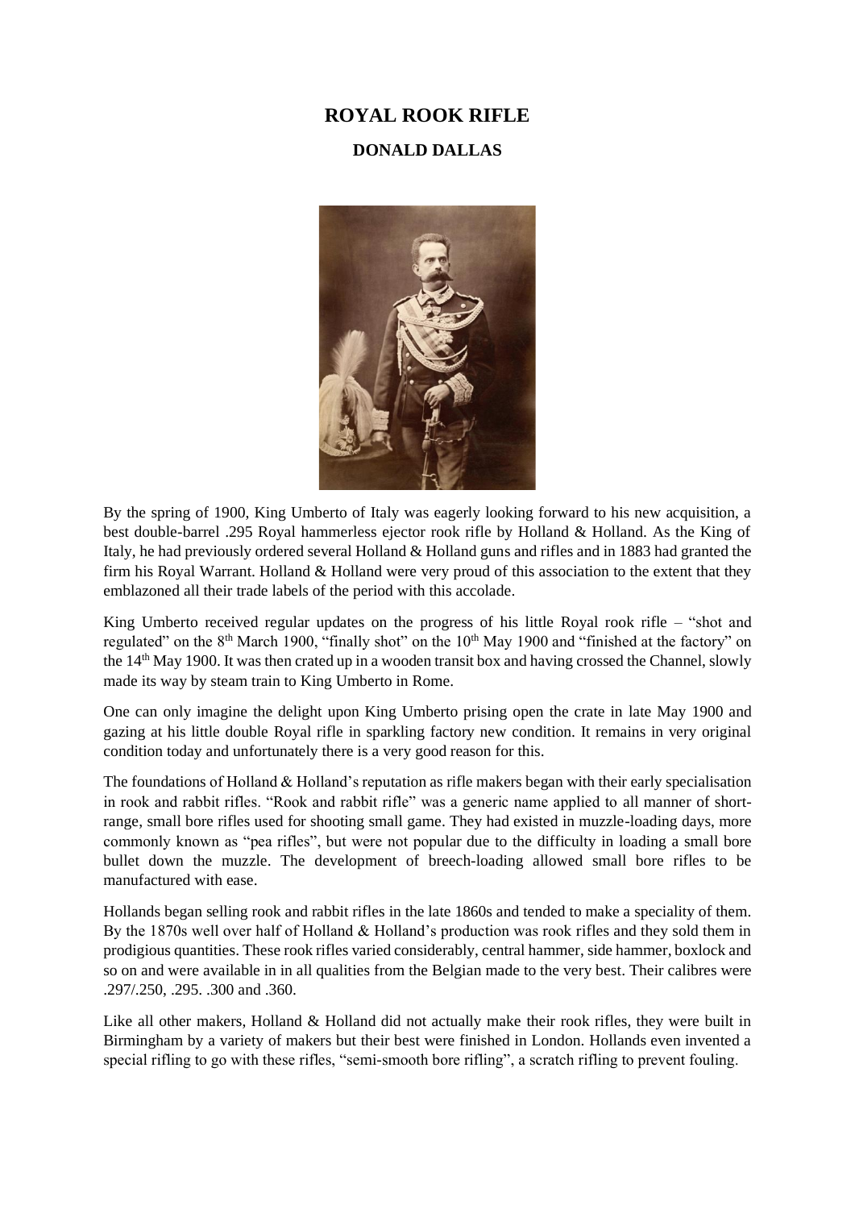# ROYAL ROOK RIFLE

## DONALD DALLAS

By the spring of 1900, King Umberto of Italy was eagerly looking forward to his new acquisition, a best double-barrel .295 Royal hammerless ejector rook rifle by Holland & Holland. As the King of Italy, he had previously ordered several Holland & Holland guns and rifles and in 1883 had granted the firm his Royal Warrant. Holland & Holland were very proud of this association to the extent that they emblazoned all their trade labels of the period with this accolade.

King Umberto received regular updates on the progress of his little Royal rook rifle – "shot and regulated" on the 8th March 1900, "finally shot" on the 10th May 1900 and "finished at the factory" on the 14th May 1900. It was then crated up in a wooden transit box and having crossed the Channel, slowly made its way by steam train to King Umberto in Rome.

One can only imagine the delight upon King Umberto prising open the crate in late May 1900 and gazing at his little double Royal rifle in sparkling factory new condition. It remains in very original condition today and unfortunately there is a very good reason for this.

The foundations of Holland & Holland's reputation as rifle makers began with their early specialisation in rook and rabbit rifles. "Rook and rabbit rifle" was a generic name applied to all manner of short-range, small bore rifles used for shooting small game. They had existed in muzzle-loading days, more commonly known as "pea rifles", but were not popular due to the difficulty in loading a small bore bullet down the muzzle. The development of breech-loading allowed small bore rifles to be manufactured with ease.

Hollands began selling rook and rabbit rifles in the late 1860s and tended to make a speciality of them. By the 1870s well over half of Holland & Holland's production was rook rifles and they sold them in prodigious quantities. These rook rifles varied considerably, central hammer, side hammer, boxlock and so on and were available in in all qualities from the Belgian made to the very best. Their calibres were .297/.250, .295. .300 and .360.

Like all other makers, Holland & Holland did not actually make their rook rifles, they were built in Birmingham by a variety of makers but their best were finished in London. Hollands even invented a special rifling to go with these rifles, "semi-smooth bore rifling", a scratch rifling to prevent fouling.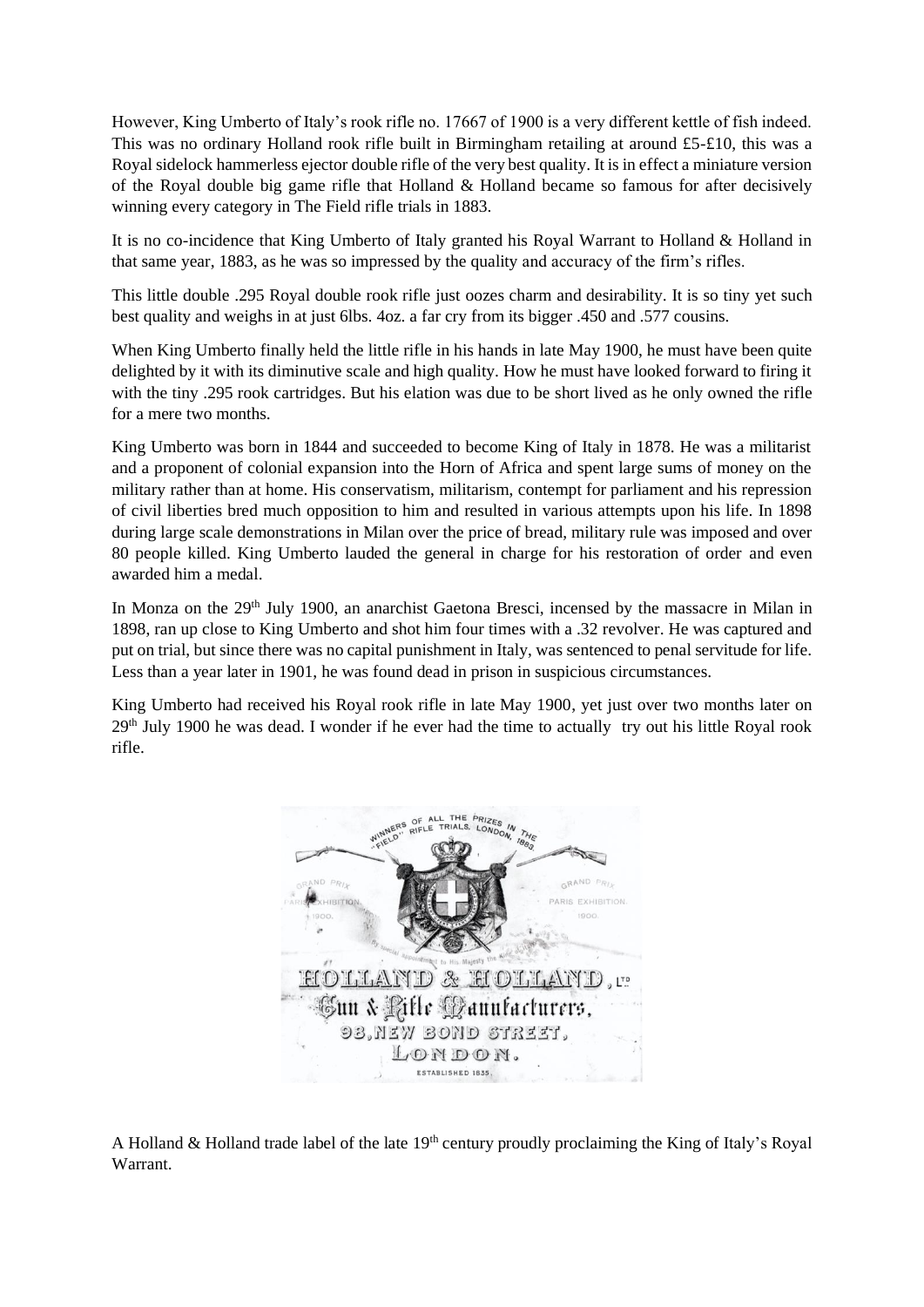However, King Umberto of Italy's rook rifle no. 17667 of 1900 is a very different kettle of fish indeed. This was no ordinary Holland rook rifle built in Birmingham retailing at around £5-£10, this was a Royal sidelock hammerless ejector double rifle of the very best quality. It is in effect a miniature version of the Royal double big game rifle that Holland & Holland became so famous for after decisively winning every category in The Field rifle trials in 1883.

It is no co-incidence that King Umberto of Italy granted his Royal Warrant to Holland & Holland in that same year, 1883, as he was so impressed by the quality and accuracy of the firm's rifles.

This little double .295 Royal double rook rifle just oozes charm and desirability. It is so tiny yet such best quality and weighs in at just 6lbs. 4oz. a far cry from its bigger .450 and .577 cousins.

When King Umberto finally held the little rifle in his hands in late May 1900, he must have been quite delighted by it with its diminutive scale and high quality. How he must have looked forward to firing it with the tiny .295 rook cartridges. But his elation was due to be short lived as he only owned the rifle for a mere two months.

King Umberto was born in 1844 and succeeded to become King of Italy in 1878. He was a militarist and a proponent of colonial expansion into the Horn of Africa and spent large sums of money on the military rather than at home. His conservatism, militarism, contempt for parliament and his repression of civil liberties bred much opposition to him and resulted in various attempts upon his life. In 1898 during large scale demonstrations in Milan over the price of bread, military rule was imposed and over 80 people killed. King Umberto lauded the general in charge for his restoration of order and even awarded him a medal.

In Monza on the 29th July 1900, an anarchist Gaetona Bresci, incensed by the massacre in Milan in 1898, ran up close to King Umberto and shot him four times with a .32 revolver. He was captured and put on trial, but since there was no capital punishment in Italy, was sentenced to penal servitude for life. Less than a year later in 1901, he was found dead in prison in suspicious circumstances.

King Umberto had received his Royal rook rifle in late May 1900, yet just over two months later on 29th July 1900 he was dead. I wonder if he ever had the time to actually try out his little Royal rook rifle.

A Holland & Holland trade label of the late 19th century proudly proclaiming the King of Italy's Royal Warrant.